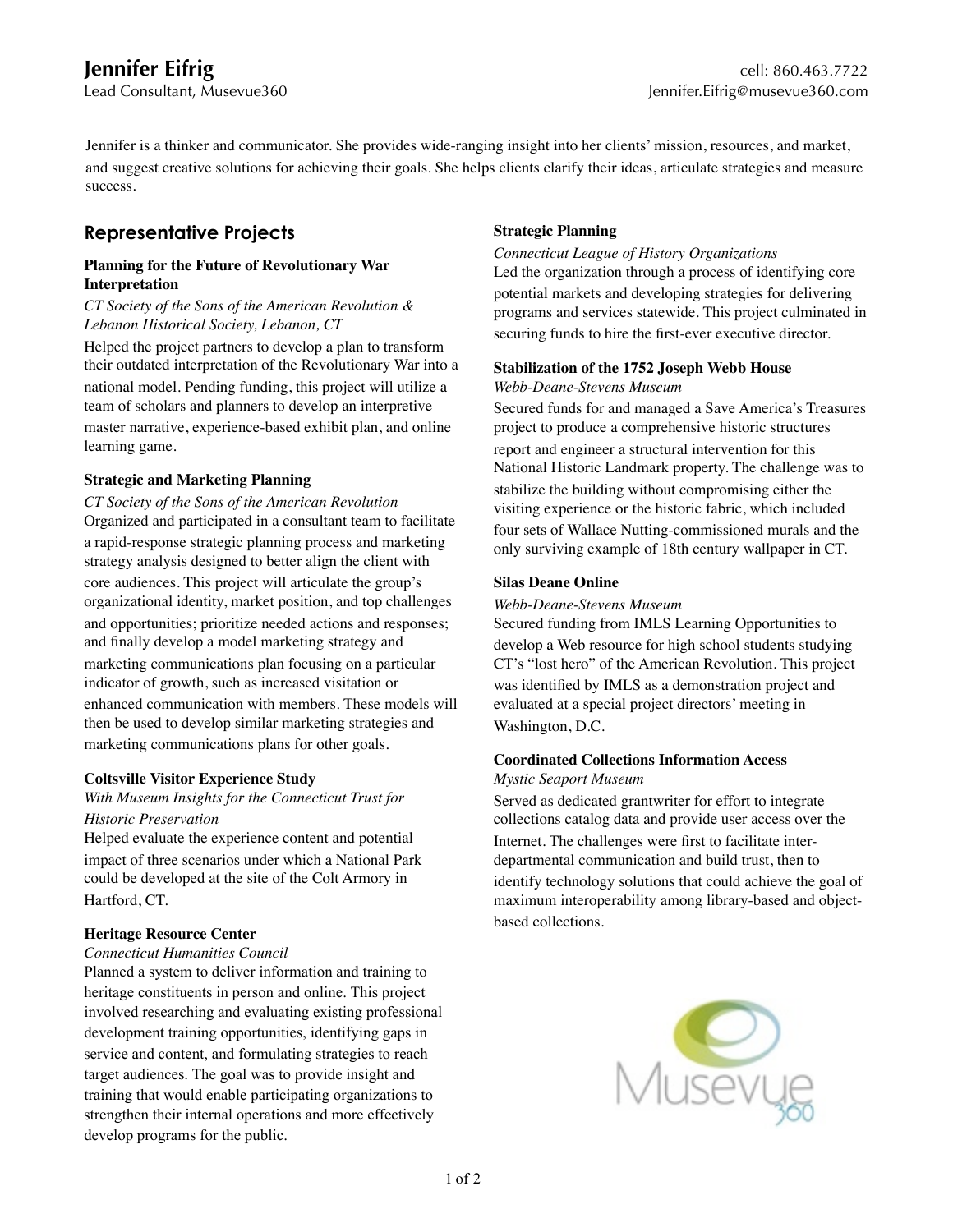# Jennifer Eifrig

Lead Consultant, Musevue360

cell: 860.463.7722
Jennifer.Eifrig@musevue360.com

Jennifer is a thinker and communicator. She provides wide-ranging insight into her clients' mission, resources, and market, and suggest creative solutions for achieving their goals. She helps clients clarify their ideas, articulate strategies and measure success.

## Representative Projects

**Planning for the Future of Revolutionary War Interpretation**

*CT Society of the Sons of the American Revolution & Lebanon Historical Society, Lebanon, CT*

Helped the project partners to develop a plan to transform their outdated interpretation of the Revolutionary War into a national model. Pending funding, this project will utilize a team of scholars and planners to develop an interpretive master narrative, experience-based exhibit plan, and online learning game.

**Strategic and Marketing Planning**

*CT Society of the Sons of the American Revolution*

Organized and participated in a consultant team to facilitate a rapid-response strategic planning process and marketing strategy analysis designed to better align the client with core audiences. This project will articulate the group's organizational identity, market position, and top challenges and opportunities; prioritize needed actions and responses; and finally develop a model marketing strategy and marketing communications plan focusing on a particular indicator of growth, such as increased visitation or enhanced communication with members. These models will then be used to develop similar marketing strategies and marketing communications plans for other goals.

**Coltsville Visitor Experience Study**

*With Museum Insights for the Connecticut Trust for Historic Preservation*

Helped evaluate the experience content and potential impact of three scenarios under which a National Park could be developed at the site of the Colt Armory in Hartford, CT.

**Heritage Resource Center**

*Connecticut Humanities Council*

Planned a system to deliver information and training to heritage constituents in person and online. This project involved researching and evaluating existing professional development training opportunities, identifying gaps in service and content, and formulating strategies to reach target audiences. The goal was to provide insight and training that would enable participating organizations to strengthen their internal operations and more effectively develop programs for the public.

**Strategic Planning**

*Connecticut League of History Organizations*

Led the organization through a process of identifying core potential markets and developing strategies for delivering programs and services statewide. This project culminated in securing funds to hire the first-ever executive director.

**Stabilization of the 1752 Joseph Webb House**

*Webb-Deane-Stevens Museum*

Secured funds for and managed a Save America's Treasures project to produce a comprehensive historic structures report and engineer a structural intervention for this National Historic Landmark property. The challenge was to stabilize the building without compromising either the visiting experience or the historic fabric, which included four sets of Wallace Nutting-commissioned murals and the only surviving example of 18th century wallpaper in CT.

**Silas Deane Online**

*Webb-Deane-Stevens Museum*

Secured funding from IMLS Learning Opportunities to develop a Web resource for high school students studying CT's "lost hero" of the American Revolution. This project was identified by IMLS as a demonstration project and evaluated at a special project directors' meeting in Washington, D.C.

**Coordinated Collections Information Access**

*Mystic Seaport Museum*

Served as dedicated grantwriter for effort to integrate collections catalog data and provide user access over the Internet. The challenges were first to facilitate inter-departmental communication and build trust, then to identify technology solutions that could achieve the goal of maximum interoperability among library-based and object-based collections.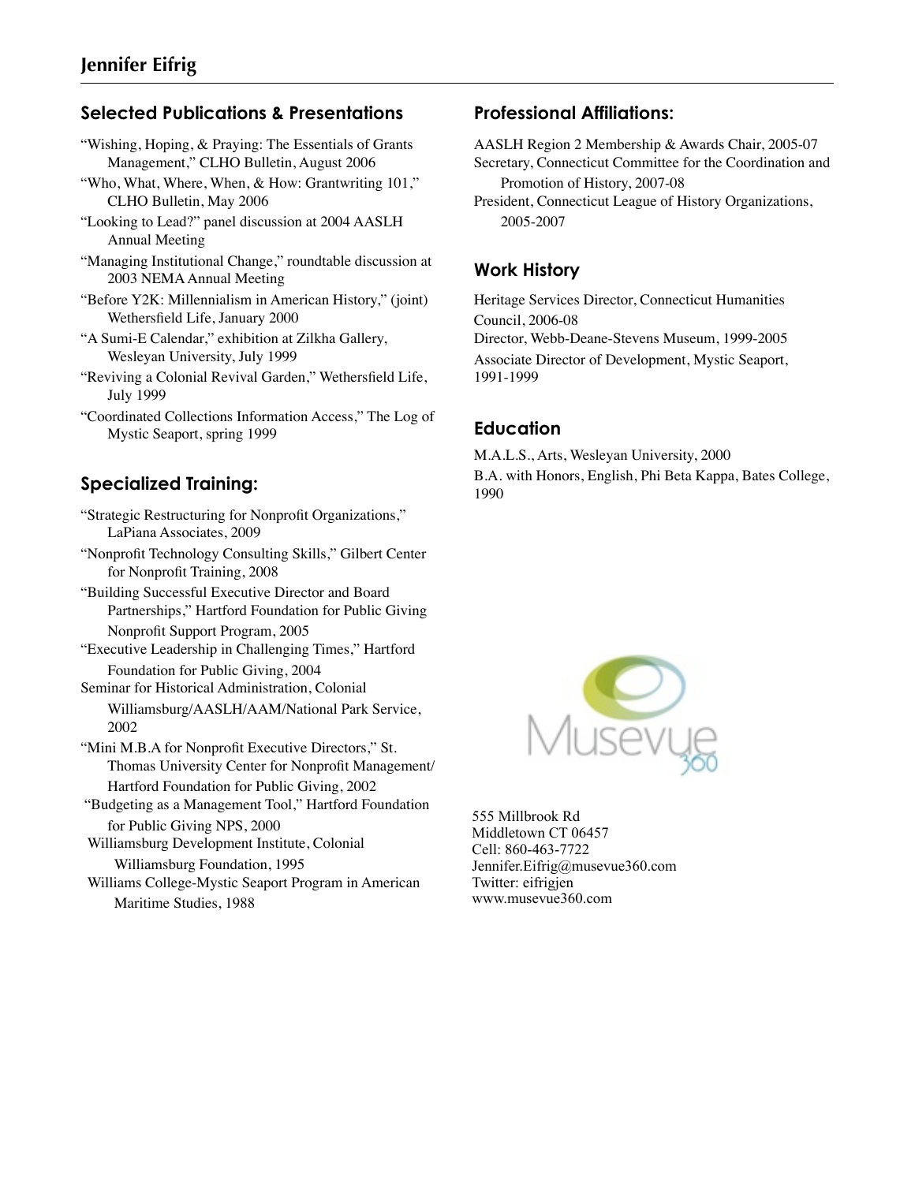## Selected Publications & Presentations

- "Wishing, Hoping, & Praying: The Essentials of Grants Management," CLHO Bulletin, August 2006
- "Who, What, Where, When, & How: Grantwriting 101," CLHO Bulletin, May 2006
- "Looking to Lead?" panel discussion at 2004 AASLH Annual Meeting
- "Managing Institutional Change," roundtable discussion at 2003 NEMA Annual Meeting
- "Before Y2K: Millennialism in American History," (joint) Wethersfield Life, January 2000
- "A Sumi-E Calendar," exhibition at Zilkha Gallery, Wesleyan University, July 1999
- "Reviving a Colonial Revival Garden," Wethersfield Life, July 1999
- "Coordinated Collections Information Access," The Log of Mystic Seaport, spring 1999

## Specialized Training:

- "Strategic Restructuring for Nonprofit Organizations," LaPiana Associates, 2009
- "Nonprofit Technology Consulting Skills," Gilbert Center for Nonprofit Training, 2008
- "Building Successful Executive Director and Board Partnerships," Hartford Foundation for Public Giving Nonprofit Support Program, 2005
- "Executive Leadership in Challenging Times," Hartford Foundation for Public Giving, 2004
- Seminar for Historical Administration, Colonial Williamsburg/AASLH/AAM/National Park Service, 2002
- "Mini M.B.A for Nonprofit Executive Directors," St. Thomas University Center for Nonprofit Management/ Hartford Foundation for Public Giving, 2002
- "Budgeting as a Management Tool," Hartford Foundation for Public Giving NPS, 2000
- Williamsburg Development Institute, Colonial Williamsburg Foundation, 1995
- Williams College-Mystic Seaport Program in American Maritime Studies, 1988

## Professional Affiliations:

- AASLH Region 2 Membership & Awards Chair, 2005-07
- Secretary, Connecticut Committee for the Coordination and Promotion of History, 2007-08
- President, Connecticut League of History Organizations, 2005-2007

## Work History

Heritage Services Director, Connecticut Humanities Council, 2006-08

Director, Webb-Deane-Stevens Museum, 1999-2005

Associate Director of Development, Mystic Seaport, 1991-1999

## Education

M.A.L.S., Arts, Wesleyan University, 2000

B.A. with Honors, English, Phi Beta Kappa, Bates College, 1990

Musevue 360

555 Millbrook Rd
Middletown CT 06457
Cell: 860-463-7722
Jennifer.Eifrig@musevue360.com
Twitter: eifrigjen
www.musevue360.com